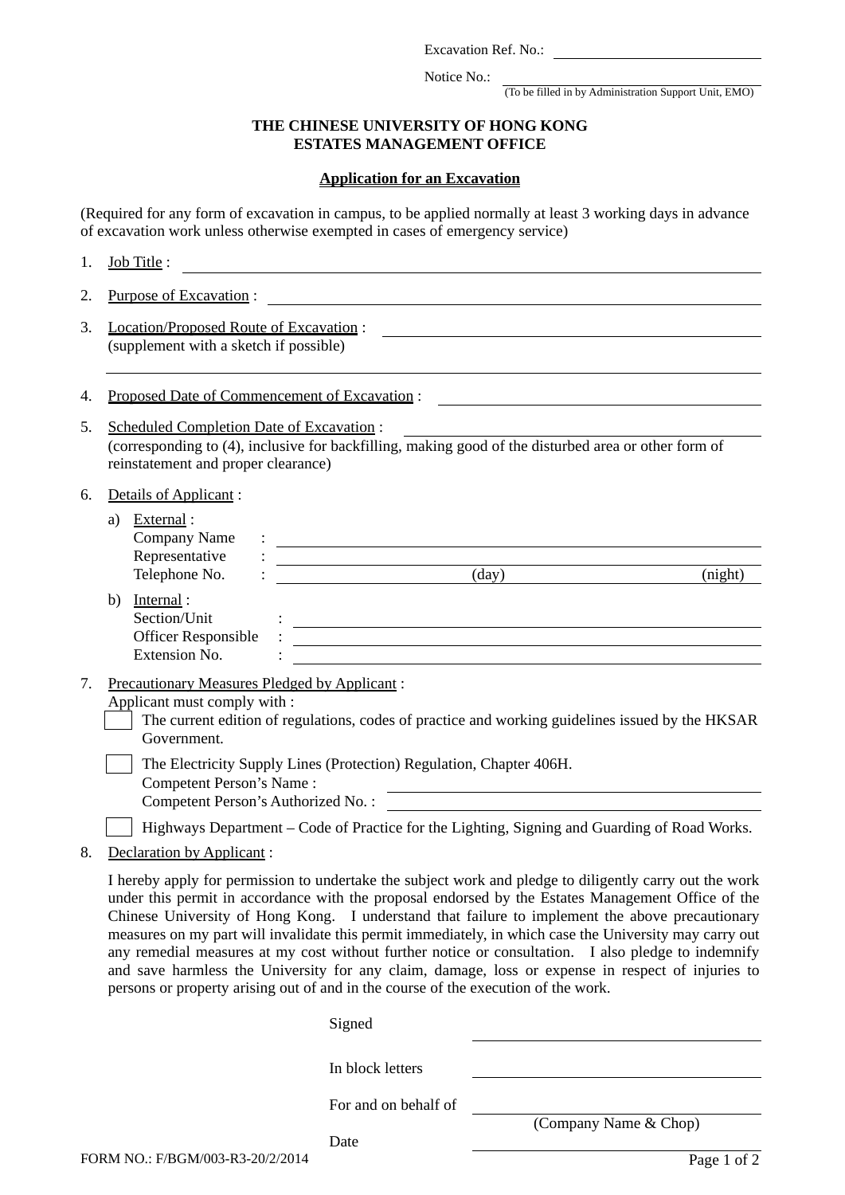Excavation Ref. No.: ______________________

Notice No.: ______________________
(To be filled in by Administration Support Unit, EMO)

**THE CHINESE UNIVERSITY OF HONG KONG**
**ESTATES MANAGEMENT OFFICE**

**Application for an Excavation**

(Required for any form of excavation in campus, to be applied normally at least 3 working days in advance of excavation work unless otherwise exempted in cases of emergency service)

1. Job Title : ______________________

2. Purpose of Excavation : ______________________

3. Location/Proposed Route of Excavation : ______________________
   (supplement with a sketch if possible)
   ______________________

4. Proposed Date of Commencement of Excavation : ______________________

5. Scheduled Completion Date of Excavation : ______________________
   (corresponding to (4), inclusive for backfilling, making good of the disturbed area or other form of reinstatement and proper clearance)

6. Details of Applicant :

   a) External :
      Company Name : ______________________
      Representative : ______________________
      Telephone No. : ______________________ (day) ______________________ (night)

   b) Internal :
      Section/Unit : ______________________
      Officer Responsible : ______________________
      Extension No. : ______________________

7. Precautionary Measures Pledged by Applicant :
   Applicant must comply with :

   ☐ The current edition of regulations, codes of practice and working guidelines issued by the HKSAR Government.

   ☐ The Electricity Supply Lines (Protection) Regulation, Chapter 406H.
   Competent Person's Name :
   Competent Person's Authorized No. : ______________________

   ☐ Highways Department – Code of Practice for the Lighting, Signing and Guarding of Road Works.

8. Declaration by Applicant :

   I hereby apply for permission to undertake the subject work and pledge to diligently carry out the work under this permit in accordance with the proposal endorsed by the Estates Management Office of the Chinese University of Hong Kong. I understand that failure to implement the above precautionary measures on my part will invalidate this permit immediately, in which case the University may carry out any remedial measures at my cost without further notice or consultation. I also pledge to indemnify and save harmless the University for any claim, damage, loss or expense in respect of injuries to persons or property arising out of and in the course of the execution of the work.

Signed ______________________

In block letters ______________________

For and on behalf of ______________________
(Company Name & Chop)

Date ______________________

FORM NO.: F/BGM/003-R3-20/2/2014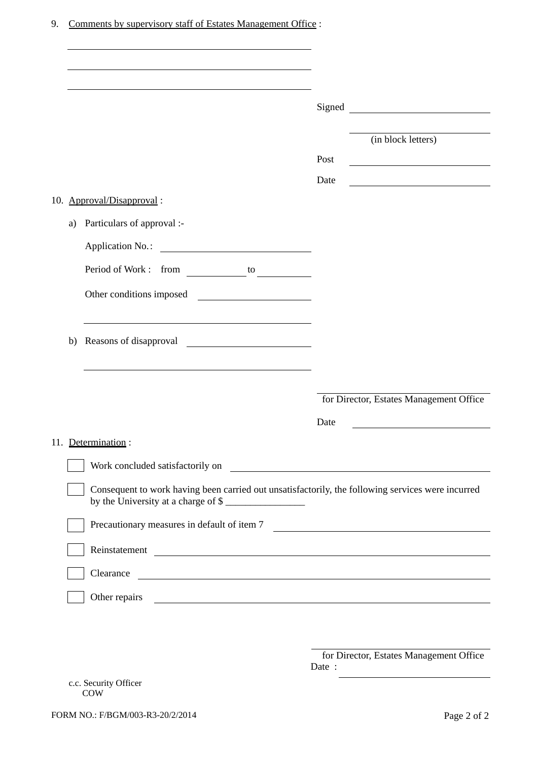9. Comments by supervisory staff of Estates Management Office :

\_\_\_\_\_\_\_\_\_\_\_\_\_\_\_\_\_\_\_\_\_\_\_\_\_\_\_\_\_\_\_\_\_\_\_\_\_\_\_\_\_\_\_\_\_\_

\_\_\_\_\_\_\_\_\_\_\_\_\_\_\_\_\_\_\_\_\_\_\_\_\_\_\_\_\_\_\_\_\_\_\_\_\_\_\_\_\_\_\_\_\_\_

\_\_\_\_\_\_\_\_\_\_\_\_\_\_\_\_\_\_\_\_\_\_\_\_\_\_\_\_\_\_\_\_\_\_\_\_\_\_\_\_\_\_\_\_\_\_

Signed \_\_\_\_\_\_\_\_\_\_\_\_\_\_\_\_\_\_\_\_\_\_\_\_\_\_

\_\_\_\_\_\_\_\_\_\_\_\_\_\_\_\_\_\_\_\_\_\_\_\_\_\_
(in block letters)

Post \_\_\_\_\_\_\_\_\_\_\_\_\_\_\_\_\_\_\_\_\_\_\_\_\_\_

Date \_\_\_\_\_\_\_\_\_\_\_\_\_\_\_\_\_\_\_\_\_\_\_\_\_\_

10. Approval/Disapproval :

a) Particulars of approval :-

Application No. : \_\_\_\_\_\_\_\_\_\_\_\_\_\_\_\_\_\_\_\_\_\_\_\_

Period of Work : from \_\_\_\_\_\_\_\_\_\_\_ to \_\_\_\_\_\_\_\_\_\_

Other conditions imposed \_\_\_\_\_\_\_\_\_\_\_\_\_\_\_\_\_\_\_\_\_\_

\_\_\_\_\_\_\_\_\_\_\_\_\_\_\_\_\_\_\_\_\_\_\_\_\_\_\_\_\_\_\_\_\_\_\_\_\_\_\_\_\_\_\_\_

b) Reasons of disapproval \_\_\_\_\_\_\_\_\_\_\_\_\_\_\_\_\_\_\_\_\_\_

\_\_\_\_\_\_\_\_\_\_\_\_\_\_\_\_\_\_\_\_\_\_\_\_\_\_\_\_\_\_\_\_\_\_\_\_\_\_\_\_\_\_\_\_

\_\_\_\_\_\_\_\_\_\_\_\_\_\_\_\_\_\_\_\_\_\_\_\_\_\_\_\_\_\_\_\_\_\_
for Director, Estates Management Office

Date \_\_\_\_\_\_\_\_\_\_\_\_\_\_\_\_\_\_\_\_\_\_\_\_\_\_

11. Determination :

☐ Work concluded satisfactorily on \_\_\_\_\_\_\_\_\_\_\_\_\_\_\_\_\_\_\_\_\_\_\_\_\_\_\_\_\_\_\_\_\_\_\_\_\_\_\_\_\_\_\_\_

☐ Consequent to work having been carried out unsatisfactorily, the following services were incurred by the University at a charge of $ \_\_\_\_\_\_\_\_\_\_\_\_\_\_\_\_

☐ Precautionary measures in default of item 7 \_\_\_\_\_\_\_\_\_\_\_\_\_\_\_\_\_\_\_\_\_\_\_\_\_\_\_\_\_\_\_\_\_\_\_\_

☐ Reinstatement \_\_\_\_\_\_\_\_\_\_\_\_\_\_\_\_\_\_\_\_\_\_\_\_\_\_\_\_\_\_\_\_\_\_\_\_\_\_\_\_\_\_\_\_\_\_\_\_\_\_\_\_\_\_\_\_\_\_\_\_

☐ Clearance \_\_\_\_\_\_\_\_\_\_\_\_\_\_\_\_\_\_\_\_\_\_\_\_\_\_\_\_\_\_\_\_\_\_\_\_\_\_\_\_\_\_\_\_\_\_\_\_\_\_\_\_\_\_\_\_\_\_\_\_\_\_\_

☐ Other repairs \_\_\_\_\_\_\_\_\_\_\_\_\_\_\_\_\_\_\_\_\_\_\_\_\_\_\_\_\_\_\_\_\_\_\_\_\_\_\_\_\_\_\_\_\_\_\_\_\_\_\_\_\_\_\_\_\_\_\_\_

\_\_\_\_\_\_\_\_\_\_\_\_\_\_\_\_\_\_\_\_\_\_\_\_\_\_\_\_\_\_\_\_\_\_
for Director, Estates Management Office
Date : \_\_\_\_\_\_\_\_\_\_\_\_\_\_\_\_\_\_\_\_\_\_\_\_\_\_

c.c. Security Officer
COW

FORM NO.: F/BGM/003-R3-20/2/2014